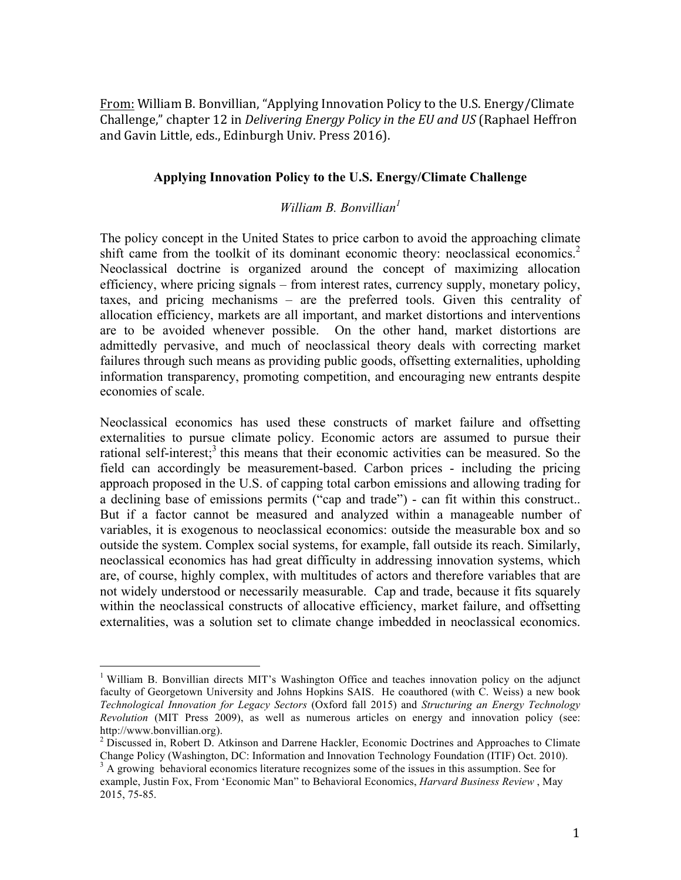From: William B. Bonvillian, "Applying Innovation Policy to the U.S. Energy/Climate Challenge," chapter 12 in *Delivering Energy Policy in the EU and US* (Raphael Heffron and Gavin Little, eds., Edinburgh Univ. Press 2016).

## Applying Innovation Policy to the U.S. Energy/Climate Challenge

*William B. Bonvillian*[1]

The policy concept in the United States to price carbon to avoid the approaching climate shift came from the toolkit of its dominant economic theory: neoclassical economics.[2] Neoclassical doctrine is organized around the concept of maximizing allocation efficiency, where pricing signals – from interest rates, currency supply, monetary policy, taxes, and pricing mechanisms – are the preferred tools. Given this centrality of allocation efficiency, markets are all important, and market distortions and interventions are to be avoided whenever possible. On the other hand, market distortions are admittedly pervasive, and much of neoclassical theory deals with correcting market failures through such means as providing public goods, offsetting externalities, upholding information transparency, promoting competition, and encouraging new entrants despite economies of scale.

Neoclassical economics has used these constructs of market failure and offsetting externalities to pursue climate policy. Economic actors are assumed to pursue their rational self-interest;[3] this means that their economic activities can be measured. So the field can accordingly be measurement-based. Carbon prices - including the pricing approach proposed in the U.S. of capping total carbon emissions and allowing trading for a declining base of emissions permits ("cap and trade") - can fit within this construct.. But if a factor cannot be measured and analyzed within a manageable number of variables, it is exogenous to neoclassical economics: outside the measurable box and so outside the system. Complex social systems, for example, fall outside its reach. Similarly, neoclassical economics has had great difficulty in addressing innovation systems, which are, of course, highly complex, with multitudes of actors and therefore variables that are not widely understood or necessarily measurable. Cap and trade, because it fits squarely within the neoclassical constructs of allocative efficiency, market failure, and offsetting externalities, was a solution set to climate change imbedded in neoclassical economics.

---

[1] William B. Bonvillian directs MIT's Washington Office and teaches innovation policy on the adjunct faculty of Georgetown University and Johns Hopkins SAIS. He coauthored (with C. Weiss) a new book *Technological Innovation for Legacy Sectors* (Oxford fall 2015) and *Structuring an Energy Technology Revolution* (MIT Press 2009), as well as numerous articles on energy and innovation policy (see: http://www.bonvillian.org).

[2] Discussed in, Robert D. Atkinson and Darrene Hackler, Economic Doctrines and Approaches to Climate Change Policy (Washington, DC: Information and Innovation Technology Foundation (ITIF) Oct. 2010).

[3] A growing behavioral economics literature recognizes some of the issues in this assumption. See for example, Justin Fox, From 'Economic Man" to Behavioral Economics, *Harvard Business Review* , May 2015, 75-85.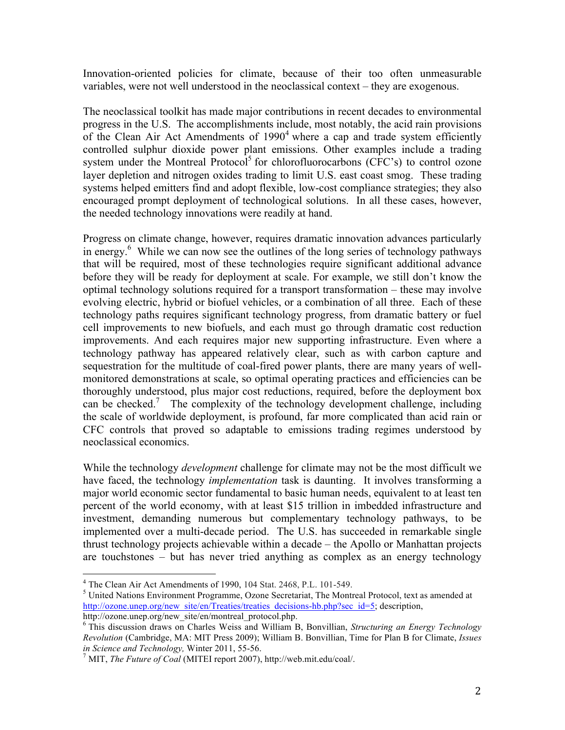Innovation-oriented policies for climate, because of their too often unmeasurable variables, were not well understood in the neoclassical context – they are exogenous.

The neoclassical toolkit has made major contributions in recent decades to environmental progress in the U.S. The accomplishments include, most notably, the acid rain provisions of the Clean Air Act Amendments of 1990[4] where a cap and trade system efficiently controlled sulphur dioxide power plant emissions. Other examples include a trading system under the Montreal Protocol[5] for chlorofluorocarbons (CFC's) to control ozone layer depletion and nitrogen oxides trading to limit U.S. east coast smog. These trading systems helped emitters find and adopt flexible, low-cost compliance strategies; they also encouraged prompt deployment of technological solutions. In all these cases, however, the needed technology innovations were readily at hand.

Progress on climate change, however, requires dramatic innovation advances particularly in energy.[6] While we can now see the outlines of the long series of technology pathways that will be required, most of these technologies require significant additional advance before they will be ready for deployment at scale. For example, we still don't know the optimal technology solutions required for a transport transformation – these may involve evolving electric, hybrid or biofuel vehicles, or a combination of all three. Each of these technology paths requires significant technology progress, from dramatic battery or fuel cell improvements to new biofuels, and each must go through dramatic cost reduction improvements. And each requires major new supporting infrastructure. Even where a technology pathway has appeared relatively clear, such as with carbon capture and sequestration for the multitude of coal-fired power plants, there are many years of well-monitored demonstrations at scale, so optimal operating practices and efficiencies can be thoroughly understood, plus major cost reductions, required, before the deployment box can be checked.[7] The complexity of the technology development challenge, including the scale of worldwide deployment, is profound, far more complicated than acid rain or CFC controls that proved so adaptable to emissions trading regimes understood by neoclassical economics.

While the technology *development* challenge for climate may not be the most difficult we have faced, the technology *implementation* task is daunting. It involves transforming a major world economic sector fundamental to basic human needs, equivalent to at least ten percent of the world economy, with at least $15 trillion in imbedded infrastructure and investment, demanding numerous but complementary technology pathways, to be implemented over a multi-decade period. The U.S. has succeeded in remarkable single thrust technology projects achievable within a decade – the Apollo or Manhattan projects are touchstones – but has never tried anything as complex as an energy technology

---

[4] The Clean Air Act Amendments of 1990, 104 Stat. 2468, P.L. 101-549.

[5] United Nations Environment Programme, Ozone Secretariat, The Montreal Protocol, text as amended at http://ozone.unep.org/new_site/en/Treaties/treaties_decisions-hb.php?sec_id=5; description, http://ozone.unep.org/new_site/en/montreal_protocol.php.

[6] This discussion draws on Charles Weiss and William B, Bonvillian, *Structuring an Energy Technology Revolution* (Cambridge, MA: MIT Press 2009); William B. Bonvillian, Time for Plan B for Climate, *Issues in Science and Technology,* Winter 2011, 55-56.

[7] MIT, *The Future of Coal* (MITEI report 2007), http://web.mit.edu/coal/.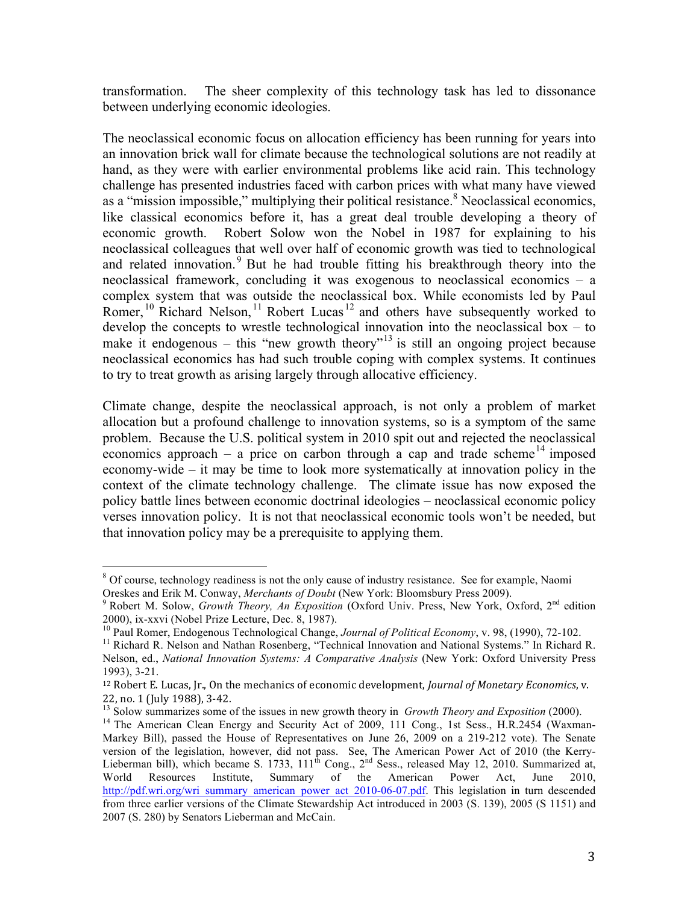transformation. The sheer complexity of this technology task has led to dissonance between underlying economic ideologies.

The neoclassical economic focus on allocation efficiency has been running for years into an innovation brick wall for climate because the technological solutions are not readily at hand, as they were with earlier environmental problems like acid rain. This technology challenge has presented industries faced with carbon prices with what many have viewed as a "mission impossible," multiplying their political resistance.[8] Neoclassical economics, like classical economics before it, has a great deal trouble developing a theory of economic growth. Robert Solow won the Nobel in 1987 for explaining to his neoclassical colleagues that well over half of economic growth was tied to technological and related innovation.[9] But he had trouble fitting his breakthrough theory into the neoclassical framework, concluding it was exogenous to neoclassical economics – a complex system that was outside the neoclassical box. While economists led by Paul Romer,[10] Richard Nelson,[11] Robert Lucas[12] and others have subsequently worked to develop the concepts to wrestle technological innovation into the neoclassical box – to make it endogenous – this "new growth theory"[13] is still an ongoing project because neoclassical economics has had such trouble coping with complex systems. It continues to try to treat growth as arising largely through allocative efficiency.

Climate change, despite the neoclassical approach, is not only a problem of market allocation but a profound challenge to innovation systems, so is a symptom of the same problem. Because the U.S. political system in 2010 spit out and rejected the neoclassical economics approach – a price on carbon through a cap and trade scheme[14] imposed economy-wide – it may be time to look more systematically at innovation policy in the context of the climate technology challenge. The climate issue has now exposed the policy battle lines between economic doctrinal ideologies – neoclassical economic policy verses innovation policy. It is not that neoclassical economic tools won't be needed, but that innovation policy may be a prerequisite to applying them.

---

[8] Of course, technology readiness is not the only cause of industry resistance. See for example, Naomi Oreskes and Erik M. Conway, *Merchants of Doubt* (New York: Bloomsbury Press 2009).

[9] Robert M. Solow, *Growth Theory, An Exposition* (Oxford Univ. Press, New York, Oxford, 2nd edition 2000), ix-xxvi (Nobel Prize Lecture, Dec. 8, 1987).

[10] Paul Romer, Endogenous Technological Change, *Journal of Political Economy*, v. 98, (1990), 72-102.

[11] Richard R. Nelson and Nathan Rosenberg, "Technical Innovation and National Systems." In Richard R. Nelson, ed., *National Innovation Systems: A Comparative Analysis* (New York: Oxford University Press 1993), 3-21.

[12] Robert E. Lucas, Jr., On the mechanics of economic development, *Journal of Monetary Economics*, v. 22, no. 1 (July 1988), 3-42.

[13] Solow summarizes some of the issues in new growth theory in *Growth Theory and Exposition* (2000).

[14] The American Clean Energy and Security Act of 2009, 111 Cong., 1st Sess., H.R.2454 (Waxman-Markey Bill), passed the House of Representatives on June 26, 2009 on a 219-212 vote). The Senate version of the legislation, however, did not pass. See, The American Power Act of 2010 (the Kerry-Lieberman bill), which became S. 1733, 111th Cong., 2nd Sess., released May 12, 2010. Summarized at, World Resources Institute, Summary of the American Power Act, June 2010, http://pdf.wri.org/wri_summary_american_power_act_2010-06-07.pdf. This legislation in turn descended from three earlier versions of the Climate Stewardship Act introduced in 2003 (S. 139), 2005 (S 1151) and 2007 (S. 280) by Senators Lieberman and McCain.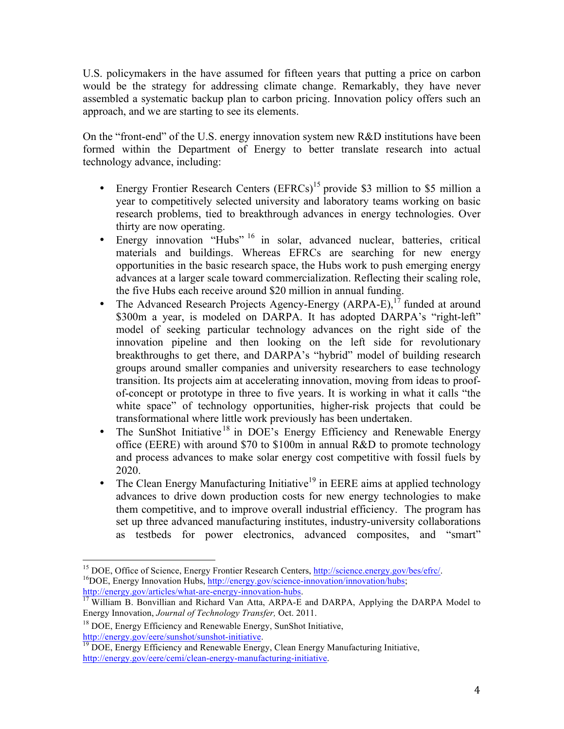U.S. policymakers in the have assumed for fifteen years that putting a price on carbon would be the strategy for addressing climate change. Remarkably, they have never assembled a systematic backup plan to carbon pricing. Innovation policy offers such an approach, and we are starting to see its elements.

On the "front-end" of the U.S. energy innovation system new R&D institutions have been formed within the Department of Energy to better translate research into actual technology advance, including:

- Energy Frontier Research Centers (EFRCs)[15] provide $3 million to $5 million a year to competitively selected university and laboratory teams working on basic research problems, tied to breakthrough advances in energy technologies. Over thirty are now operating.
- Energy innovation "Hubs"[16] in solar, advanced nuclear, batteries, critical materials and buildings. Whereas EFRCs are searching for new energy opportunities in the basic research space, the Hubs work to push emerging energy advances at a larger scale toward commercialization. Reflecting their scaling role, the five Hubs each receive around $20 million in annual funding.
- The Advanced Research Projects Agency-Energy (ARPA-E),[17] funded at around $300m a year, is modeled on DARPA. It has adopted DARPA's "right-left" model of seeking particular technology advances on the right side of the innovation pipeline and then looking on the left side for revolutionary breakthroughs to get there, and DARPA's "hybrid" model of building research groups around smaller companies and university researchers to ease technology transition. Its projects aim at accelerating innovation, moving from ideas to proof-of-concept or prototype in three to five years. It is working in what it calls "the white space" of technology opportunities, higher-risk projects that could be transformational where little work previously has been undertaken.
- The SunShot Initiative[18] in DOE's Energy Efficiency and Renewable Energy office (EERE) with around $70 to $100m in annual R&D to promote technology and process advances to make solar energy cost competitive with fossil fuels by 2020.
- The Clean Energy Manufacturing Initiative[19] in EERE aims at applied technology advances to drive down production costs for new energy technologies to make them competitive, and to improve overall industrial efficiency. The program has set up three advanced manufacturing institutes, industry-university collaborations as testbeds for power electronics, advanced composites, and "smart"

---

[15] DOE, Office of Science, Energy Frontier Research Centers, http://science.energy.gov/bes/efrc/.

[16] DOE, Energy Innovation Hubs, http://energy.gov/science-innovation/innovation/hubs; http://energy.gov/articles/what-are-energy-innovation-hubs.

[17] William B. Bonvillian and Richard Van Atta, ARPA-E and DARPA, Applying the DARPA Model to Energy Innovation, *Journal of Technology Transfer,* Oct. 2011.

[18] DOE, Energy Efficiency and Renewable Energy, SunShot Initiative, http://energy.gov/eere/sunshot/sunshot-initiative.

[19] DOE, Energy Efficiency and Renewable Energy, Clean Energy Manufacturing Initiative, http://energy.gov/eere/cemi/clean-energy-manufacturing-initiative.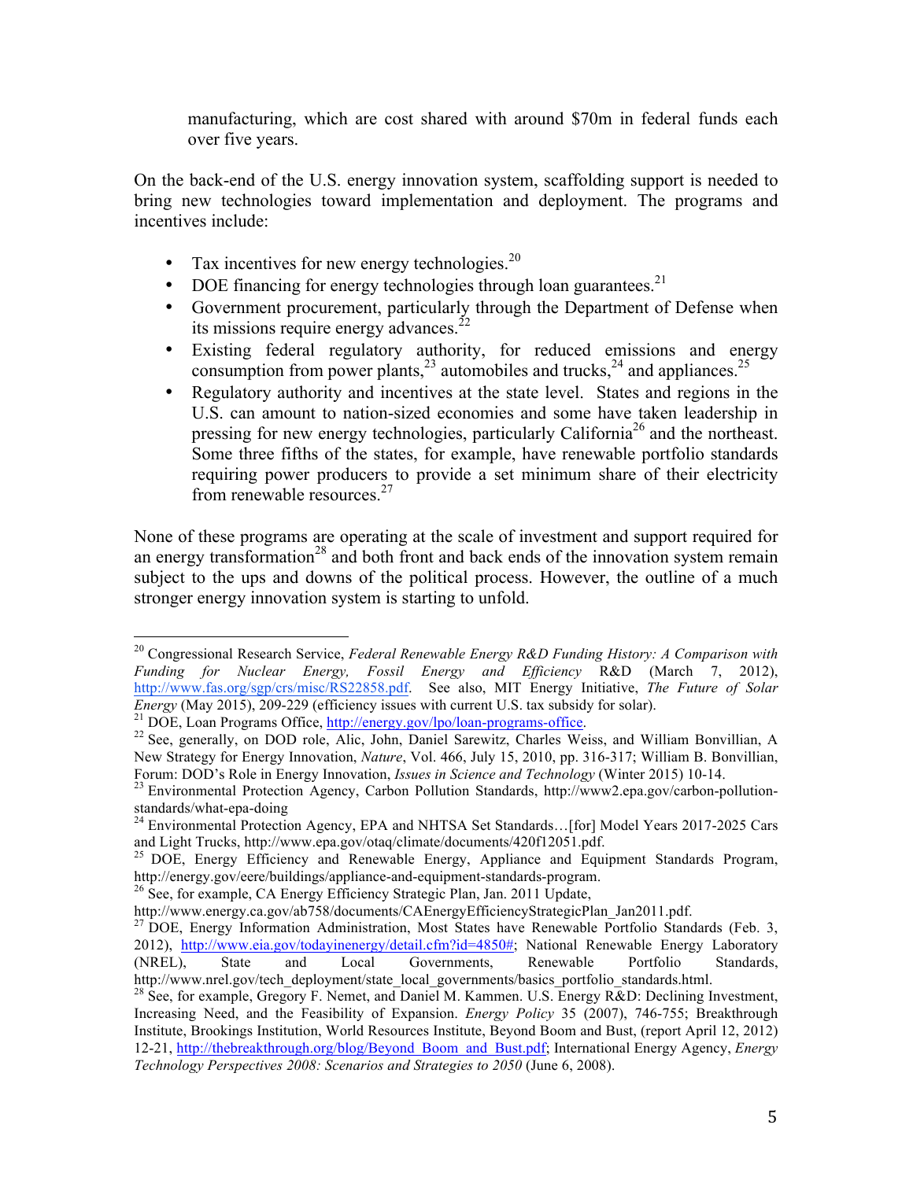manufacturing, which are cost shared with around $70m in federal funds each over five years.

On the back-end of the U.S. energy innovation system, scaffolding support is needed to bring new technologies toward implementation and deployment. The programs and incentives include:

- Tax incentives for new energy technologies.[20]
- DOE financing for energy technologies through loan guarantees.[21]
- Government procurement, particularly through the Department of Defense when its missions require energy advances.[22]
- Existing federal regulatory authority, for reduced emissions and energy consumption from power plants,[23] automobiles and trucks,[24] and appliances.[25]
- Regulatory authority and incentives at the state level. States and regions in the U.S. can amount to nation-sized economies and some have taken leadership in pressing for new energy technologies, particularly California[26] and the northeast. Some three fifths of the states, for example, have renewable portfolio standards requiring power producers to provide a set minimum share of their electricity from renewable resources.[27]

None of these programs are operating at the scale of investment and support required for an energy transformation[28] and both front and back ends of the innovation system remain subject to the ups and downs of the political process. However, the outline of a much stronger energy innovation system is starting to unfold.

---

[20] Congressional Research Service, *Federal Renewable Energy R&D Funding History: A Comparison with Funding for Nuclear Energy, Fossil Energy and Efficiency* R&D (March 7, 2012), http://www.fas.org/sgp/crs/misc/RS22858.pdf. See also, MIT Energy Initiative, *The Future of Solar Energy* (May 2015), 209-229 (efficiency issues with current U.S. tax subsidy for solar).

[21] DOE, Loan Programs Office, http://energy.gov/lpo/loan-programs-office.

[22] See, generally, on DOD role, Alic, John, Daniel Sarewitz, Charles Weiss, and William Bonvillian, A New Strategy for Energy Innovation, *Nature*, Vol. 466, July 15, 2010, pp. 316-317; William B. Bonvillian, Forum: DOD's Role in Energy Innovation, *Issues in Science and Technology* (Winter 2015) 10-14.

[23] Environmental Protection Agency, Carbon Pollution Standards, http://www2.epa.gov/carbon-pollution-standards/what-epa-doing

[24] Environmental Protection Agency, EPA and NHTSA Set Standards…[for] Model Years 2017-2025 Cars and Light Trucks, http://www.epa.gov/otaq/climate/documents/420f12051.pdf.

[25] DOE, Energy Efficiency and Renewable Energy, Appliance and Equipment Standards Program, http://energy.gov/eere/buildings/appliance-and-equipment-standards-program.

[26] See, for example, CA Energy Efficiency Strategic Plan, Jan. 2011 Update, http://www.energy.ca.gov/ab758/documents/CAEnergyEfficiencyStrategicPlan_Jan2011.pdf.

[27] DOE, Energy Information Administration, Most States have Renewable Portfolio Standards (Feb. 3, 2012), http://www.eia.gov/todayinenergy/detail.cfm?id=4850#; National Renewable Energy Laboratory (NREL), State and Local Governments, Renewable Portfolio Standards, http://www.nrel.gov/tech_deployment/state_local_governments/basics_portfolio_standards.html.

[28] See, for example, Gregory F. Nemet, and Daniel M. Kammen. U.S. Energy R&D: Declining Investment, Increasing Need, and the Feasibility of Expansion. *Energy Policy* 35 (2007), 746-755; Breakthrough Institute, Brookings Institution, World Resources Institute, Beyond Boom and Bust, (report April 12, 2012) 12-21, http://thebreakthrough.org/blog/Beyond_Boom_and_Bust.pdf; International Energy Agency, *Energy Technology Perspectives 2008: Scenarios and Strategies to 2050* (June 6, 2008).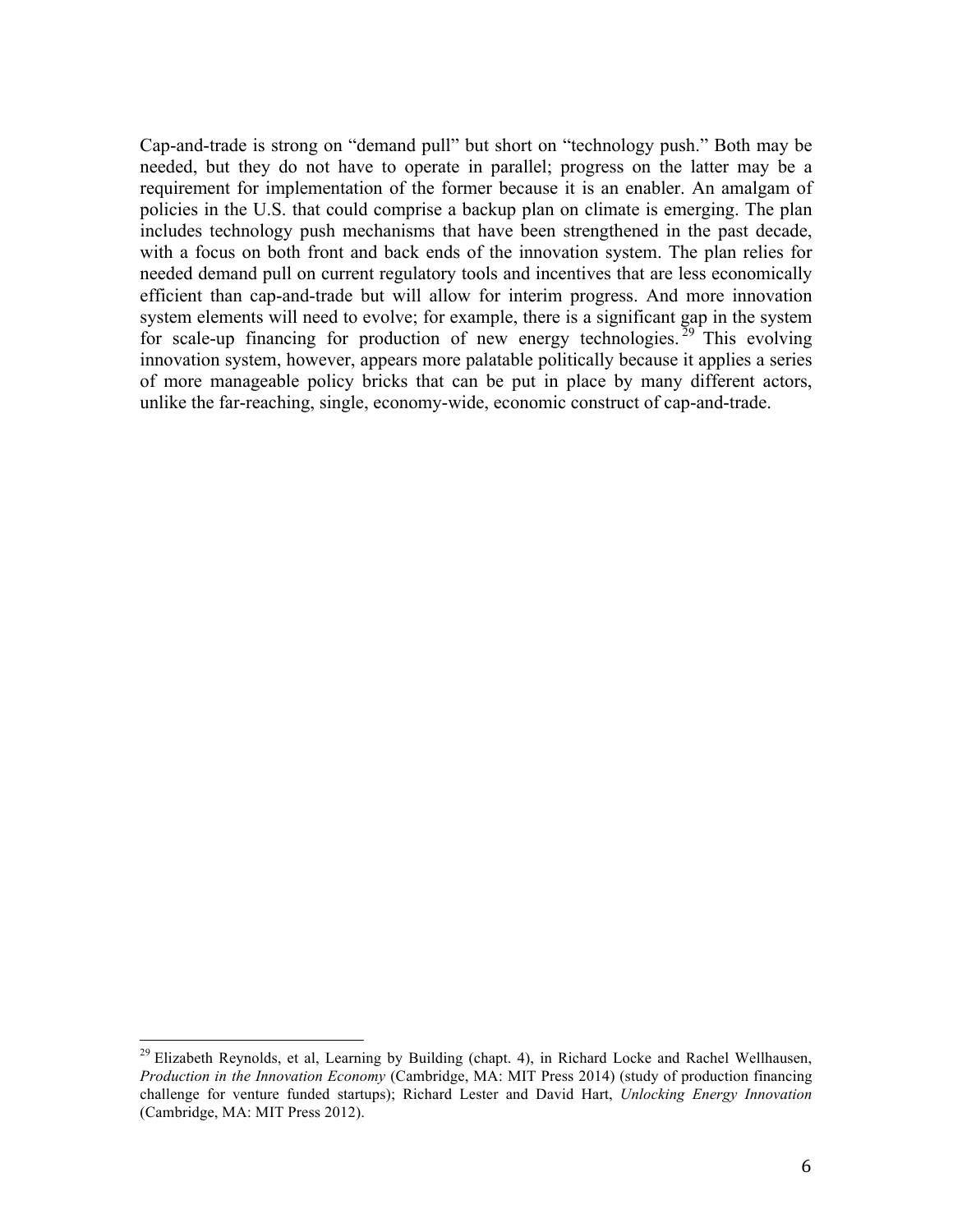Cap-and-trade is strong on "demand pull" but short on "technology push." Both may be needed, but they do not have to operate in parallel; progress on the latter may be a requirement for implementation of the former because it is an enabler. An amalgam of policies in the U.S. that could comprise a backup plan on climate is emerging. The plan includes technology push mechanisms that have been strengthened in the past decade, with a focus on both front and back ends of the innovation system. The plan relies for needed demand pull on current regulatory tools and incentives that are less economically efficient than cap-and-trade but will allow for interim progress. And more innovation system elements will need to evolve; for example, there is a significant gap in the system for scale-up financing for production of new energy technologies.[29] This evolving innovation system, however, appears more palatable politically because it applies a series of more manageable policy bricks that can be put in place by many different actors, unlike the far-reaching, single, economy-wide, economic construct of cap-and-trade.

---

[29] Elizabeth Reynolds, et al, Learning by Building (chapt. 4), in Richard Locke and Rachel Wellhausen, *Production in the Innovation Economy* (Cambridge, MA: MIT Press 2014) (study of production financing challenge for venture funded startups); Richard Lester and David Hart, *Unlocking Energy Innovation* (Cambridge, MA: MIT Press 2012).